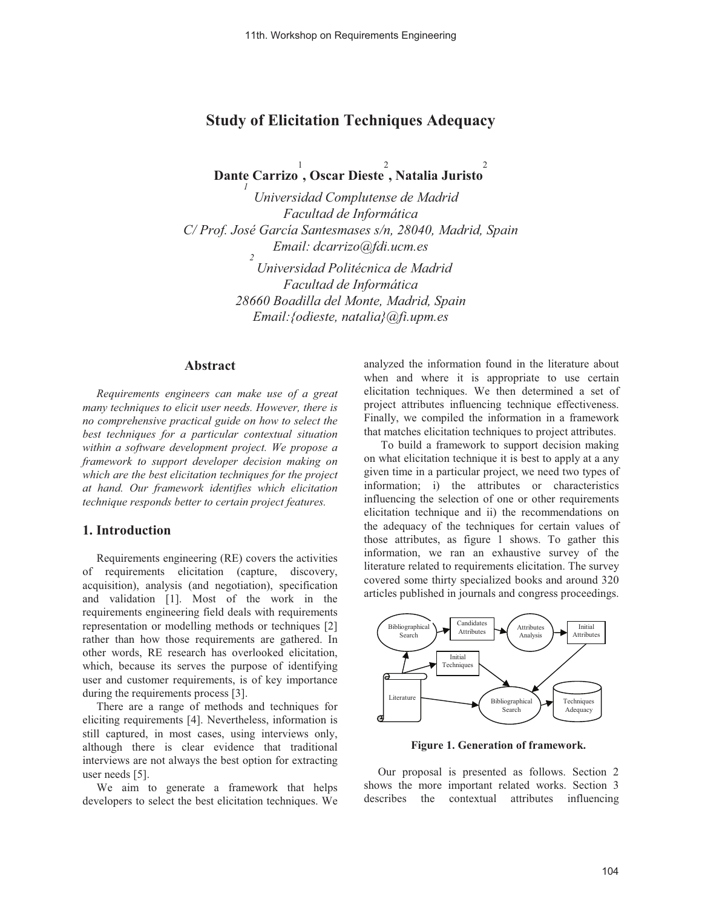# Study of Elicitation Techniques Adequacy

**Dante Carrizo** [1], **Oscar Dieste** [2], **Natalia Juristo** [2]

[1] *Universidad Complutense de Madrid*
*Facultad de Informática*
*C/ Prof. José García Santesmases s/n, 28040, Madrid, Spain*
*Email: dcarrizo@fdi.ucm.es*

[2] *Universidad Politécnica de Madrid*
*Facultad de Informática*
*28660 Boadilla del Monte, Madrid, Spain*
*Email:{odieste, natalia}@fi.upm.es*

## Abstract

*Requirements engineers can make use of a great many techniques to elicit user needs. However, there is no comprehensive practical guide on how to select the best techniques for a particular contextual situation within a software development project. We propose a framework to support developer decision making on which are the best elicitation techniques for the project at hand. Our framework identifies which elicitation technique responds better to certain project features.*

## 1. Introduction

Requirements engineering (RE) covers the activities of requirements elicitation (capture, discovery, acquisition), analysis (and negotiation), specification and validation [1]. Most of the work in the requirements engineering field deals with requirements representation or modelling methods or techniques [2] rather than how those requirements are gathered. In other words, RE research has overlooked elicitation, which, because its serves the purpose of identifying user and customer requirements, is of key importance during the requirements process [3].

There are a range of methods and techniques for eliciting requirements [4]. Nevertheless, information is still captured, in most cases, using interviews only, although there is clear evidence that traditional interviews are not always the best option for extracting user needs [5].

We aim to generate a framework that helps developers to select the best elicitation techniques. We analyzed the information found in the literature about when and where it is appropriate to use certain elicitation techniques. We then determined a set of project attributes influencing technique effectiveness. Finally, we compiled the information in a framework that matches elicitation techniques to project attributes.

To build a framework to support decision making on what elicitation technique it is best to apply at a any given time in a particular project, we need two types of information; i) the attributes or characteristics influencing the selection of one or other requirements elicitation technique and ii) the recommendations on the adequacy of the techniques for certain values of those attributes, as figure 1 shows. To gather this information, we ran an exhaustive survey of the literature related to requirements elicitation. The survey covered some thirty specialized books and around 320 articles published in journals and congress proceedings.

**Figure 1. Generation of framework.**

Our proposal is presented as follows. Section 2 shows the more important related works. Section 3 describes the contextual attributes influencing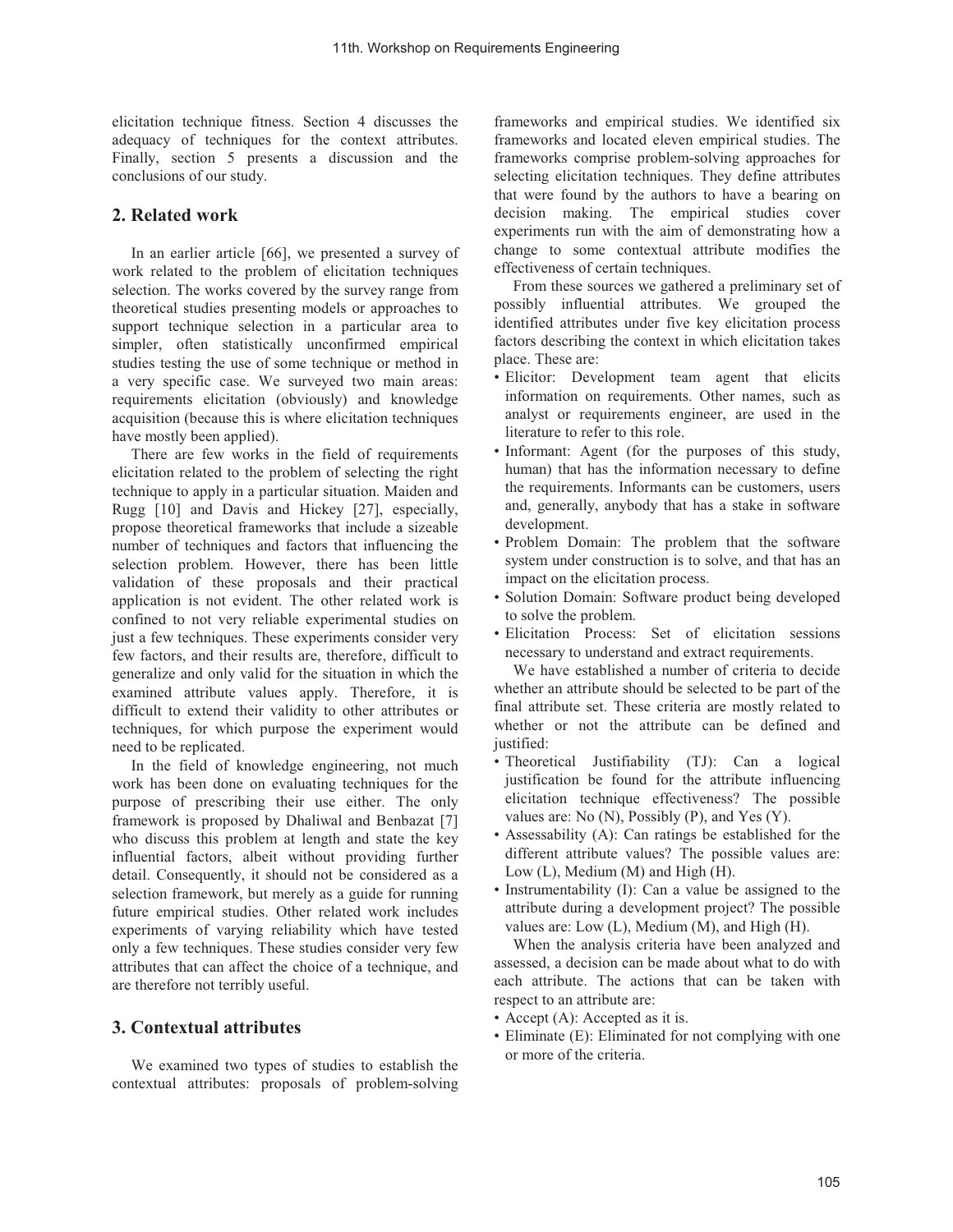elicitation technique fitness. Section 4 discusses the adequacy of techniques for the context attributes. Finally, section 5 presents a discussion and the conclusions of our study.

## 2. Related work

In an earlier article [66], we presented a survey of work related to the problem of elicitation techniques selection. The works covered by the survey range from theoretical studies presenting models or approaches to support technique selection in a particular area to simpler, often statistically unconfirmed empirical studies testing the use of some technique or method in a very specific case. We surveyed two main areas: requirements elicitation (obviously) and knowledge acquisition (because this is where elicitation techniques have mostly been applied).

There are few works in the field of requirements elicitation related to the problem of selecting the right technique to apply in a particular situation. Maiden and Rugg [10] and Davis and Hickey [27], especially, propose theoretical frameworks that include a sizeable number of techniques and factors that influencing the selection problem. However, there has been little validation of these proposals and their practical application is not evident. The other related work is confined to not very reliable experimental studies on just a few techniques. These experiments consider very few factors, and their results are, therefore, difficult to generalize and only valid for the situation in which the examined attribute values apply. Therefore, it is difficult to extend their validity to other attributes or techniques, for which purpose the experiment would need to be replicated.

In the field of knowledge engineering, not much work has been done on evaluating techniques for the purpose of prescribing their use either. The only framework is proposed by Dhaliwal and Benbazat [7] who discuss this problem at length and state the key influential factors, albeit without providing further detail. Consequently, it should not be considered as a selection framework, but merely as a guide for running future empirical studies. Other related work includes experiments of varying reliability which have tested only a few techniques. These studies consider very few attributes that can affect the choice of a technique, and are therefore not terribly useful.

## 3. Contextual attributes

We examined two types of studies to establish the contextual attributes: proposals of problem-solving frameworks and empirical studies. We identified six frameworks and located eleven empirical studies. The frameworks comprise problem-solving approaches for selecting elicitation techniques. They define attributes that were found by the authors to have a bearing on decision making. The empirical studies cover experiments run with the aim of demonstrating how a change to some contextual attribute modifies the effectiveness of certain techniques.

From these sources we gathered a preliminary set of possibly influential attributes. We grouped the identified attributes under five key elicitation process factors describing the context in which elicitation takes place. These are:

- Elicitor: Development team agent that elicits information on requirements. Other names, such as analyst or requirements engineer, are used in the literature to refer to this role.
- Informant: Agent (for the purposes of this study, human) that has the information necessary to define the requirements. Informants can be customers, users and, generally, anybody that has a stake in software development.
- Problem Domain: The problem that the software system under construction is to solve, and that has an impact on the elicitation process.
- Solution Domain: Software product being developed to solve the problem.
- Elicitation Process: Set of elicitation sessions necessary to understand and extract requirements.

We have established a number of criteria to decide whether an attribute should be selected to be part of the final attribute set. These criteria are mostly related to whether or not the attribute can be defined and justified:

- Theoretical Justifiability (TJ): Can a logical justification be found for the attribute influencing elicitation technique effectiveness? The possible values are: No (N), Possibly (P), and Yes (Y).
- Assessability (A): Can ratings be established for the different attribute values? The possible values are: Low (L), Medium (M) and High (H).
- Instrumentability (I): Can a value be assigned to the attribute during a development project? The possible values are: Low (L), Medium (M), and High (H).

When the analysis criteria have been analyzed and assessed, a decision can be made about what to do with each attribute. The actions that can be taken with respect to an attribute are:

- Accept (A): Accepted as it is.
- Eliminate (E): Eliminated for not complying with one or more of the criteria.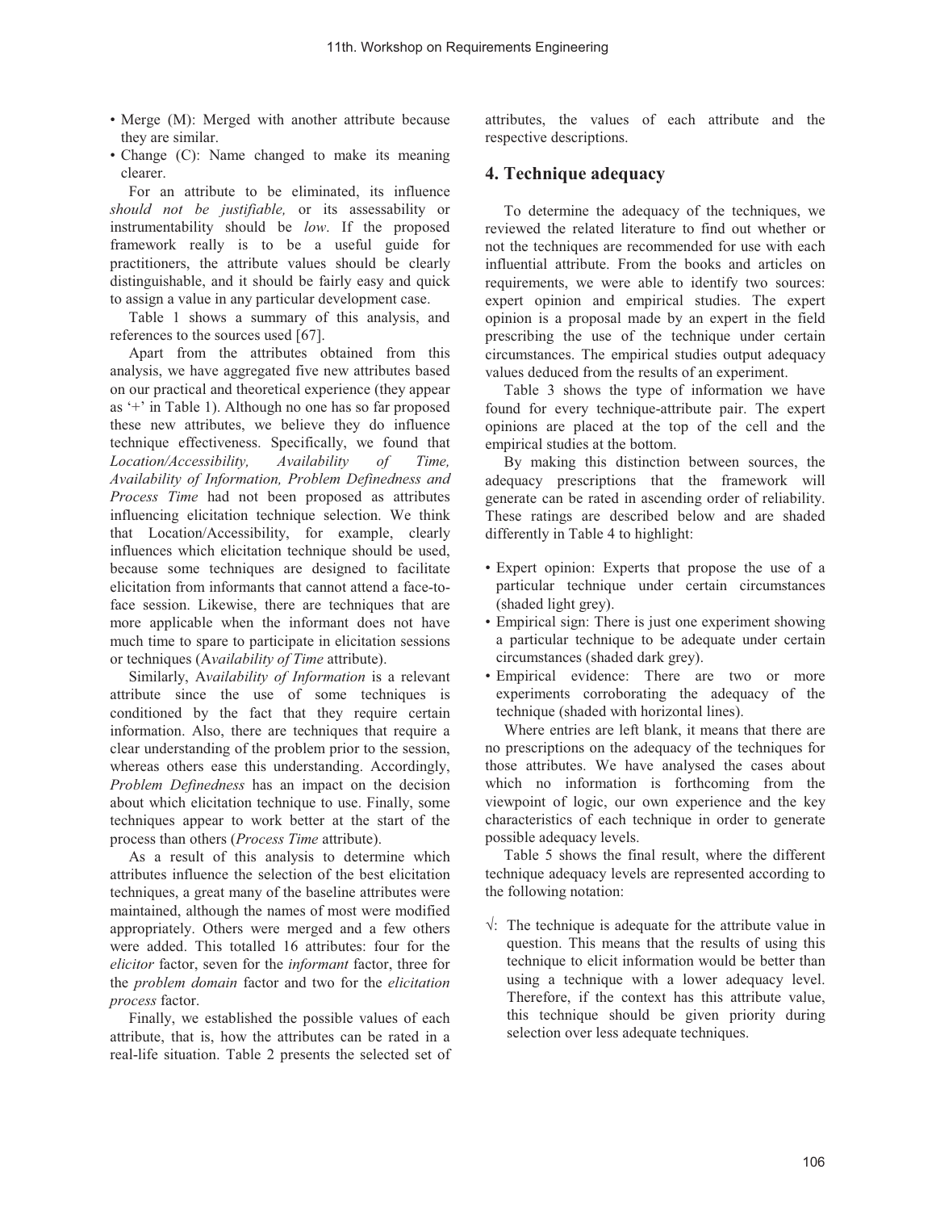- Merge (M): Merged with another attribute because they are similar.
- Change (C): Name changed to make its meaning clearer.

For an attribute to be eliminated, its influence *should not be justifiable,* or its assessability or instrumentability should be *low*. If the proposed framework really is to be a useful guide for practitioners, the attribute values should be clearly distinguishable, and it should be fairly easy and quick to assign a value in any particular development case.

Table 1 shows a summary of this analysis, and references to the sources used [67].

Apart from the attributes obtained from this analysis, we have aggregated five new attributes based on our practical and theoretical experience (they appear as '+' in Table 1). Although no one has so far proposed these new attributes, we believe they do influence technique effectiveness. Specifically, we found that *Location/Accessibility, Availability of Time, Availability of Information, Problem Definedness and Process Time* had not been proposed as attributes influencing elicitation technique selection. We think that Location/Accessibility, for example, clearly influences which elicitation technique should be used, because some techniques are designed to facilitate elicitation from informants that cannot attend a face-to-face session. Likewise, there are techniques that are more applicable when the informant does not have much time to spare to participate in elicitation sessions or techniques (A*vailability of Time* attribute).

Similarly, A*vailability of Information* is a relevant attribute since the use of some techniques is conditioned by the fact that they require certain information. Also, there are techniques that require a clear understanding of the problem prior to the session, whereas others ease this understanding. Accordingly, *Problem Definedness* has an impact on the decision about which elicitation technique to use. Finally, some techniques appear to work better at the start of the process than others (*Process Time* attribute).

As a result of this analysis to determine which attributes influence the selection of the best elicitation techniques, a great many of the baseline attributes were maintained, although the names of most were modified appropriately. Others were merged and a few others were added. This totalled 16 attributes: four for the *elicitor* factor, seven for the *informant* factor, three for the *problem domain* factor and two for the *elicitation process* factor.

Finally, we established the possible values of each attribute, that is, how the attributes can be rated in a real-life situation. Table 2 presents the selected set of attributes, the values of each attribute and the respective descriptions.

## 4. Technique adequacy

To determine the adequacy of the techniques, we reviewed the related literature to find out whether or not the techniques are recommended for use with each influential attribute. From the books and articles on requirements, we were able to identify two sources: expert opinion and empirical studies. The expert opinion is a proposal made by an expert in the field prescribing the use of the technique under certain circumstances. The empirical studies output adequacy values deduced from the results of an experiment.

Table 3 shows the type of information we have found for every technique-attribute pair. The expert opinions are placed at the top of the cell and the empirical studies at the bottom.

By making this distinction between sources, the adequacy prescriptions that the framework will generate can be rated in ascending order of reliability. These ratings are described below and are shaded differently in Table 4 to highlight:

- Expert opinion: Experts that propose the use of a particular technique under certain circumstances (shaded light grey).
- Empirical sign: There is just one experiment showing a particular technique to be adequate under certain circumstances (shaded dark grey).
- Empirical evidence: There are two or more experiments corroborating the adequacy of the technique (shaded with horizontal lines).

Where entries are left blank, it means that there are no prescriptions on the adequacy of the techniques for those attributes. We have analysed the cases about which no information is forthcoming from the viewpoint of logic, our own experience and the key characteristics of each technique in order to generate possible adequacy levels.

Table 5 shows the final result, where the different technique adequacy levels are represented according to the following notation:

- √: The technique is adequate for the attribute value in question. This means that the results of using this technique to elicit information would be better than using a technique with a lower adequacy level. Therefore, if the context has this attribute value, this technique should be given priority during selection over less adequate techniques.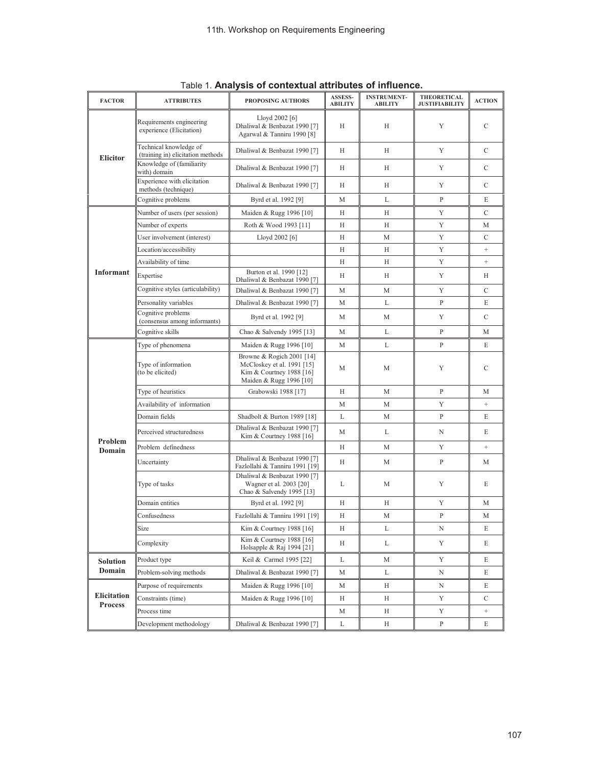Table 1. **Analysis of contextual attributes of influence.**

| FACTOR | ATTRIBUTES | PROPOSING AUTHORS | ASSESS-ABILITY | INSTRUMENT-ABILITY | THEORETICAL JUSTIFIABILITY | ACTION |
|---|---|---|---|---|---|---|
| **Elicitor** | Requirements engineering experience (Elicitation) | Lloyd 2002 [6] Dhaliwal & Benbazat 1990 [7] Agarwal & Tanniru 1990 [8] | H | H | Y | C |
| | Technical knowledge of (training in) elicitation methods | Dhaliwal & Benbazat 1990 [7] | H | H | Y | C |
| | Knowledge of (familiarity with) domain | Dhaliwal & Benbazat 1990 [7] | H | H | Y | C |
| | Experience with elicitation methods (technique) | Dhaliwal & Benbazat 1990 [7] | H | H | Y | C |
| | Cognitive problems | Byrd et al. 1992 [9] | M | L | P | E |
| **Informant** | Number of users (per session) | Maiden & Rugg 1996 [10] | H | H | Y | C |
| | Number of experts | Roth & Wood 1993 [11] | H | H | Y | M |
| | User involvement (interest) | Lloyd 2002 [6] | H | M | Y | C |
| | Location/accessibility | | H | H | Y | + |
| | Availability of time | | H | H | Y | + |
| | Expertise | Burton et al. 1990 [12] Dhaliwal & Benbazat 1990 [7] | H | H | Y | H |
| | Cognitive styles (articulability) | Dhaliwal & Benbazat 1990 [7] | M | M | Y | C |
| | Personality variables | Dhaliwal & Benbazat 1990 [7] | M | L | P | E |
| | Cognitive problems (consensus among informants) | Byrd et al. 1992 [9] | M | M | Y | C |
| | Cognitive skills | Chao & Salvendy 1995 [13] | M | L | P | M |
| **Problem Domain** | Type of phenomena | Maiden & Rugg 1996 [10] | M | L | P | E |
| | Type of information (to be elicited) | Browne & Rogich 2001 [14] McCloskey et al. 1991 [15] Kim & Courtney 1988 [16] Maiden & Rugg 1996 [10] | M | M | Y | C |
| | Type of heuristics | Grabowski 1988 [17] | H | M | P | M |
| | Availability of information | | M | M | Y | + |
| | Domain fields | Shadbolt & Burton 1989 [18] | L | M | P | E |
| | Perceived structuredness | Dhaliwal & Benbazat 1990 [7] Kim & Courtney 1988 [16] | M | L | N | E |
| | Problem definedness | | H | M | Y | + |
| | Uncertainty | Dhaliwal & Benbazat 1990 [7] Fazlollahi & Tanniru 1991 [19] | H | M | P | M |
| | Type of tasks | Dhaliwal & Benbazat 1990 [7] Wagner et al. 2003 [20] Chao & Salvendy 1995 [13] | L | M | Y | E |
| | Domain entities | Byrd et al. 1992 [9] | H | H | Y | M |
| | Confusedness | Fazlollahi & Tanniru 1991 [19] | H | M | P | M |
| | Size | Kim & Courtney 1988 [16] | H | L | N | E |
| | Complexity | Kim & Courtney 1988 [16] Holsapple & Raj 1994 [21] | H | L | Y | E |
| **Solution Domain** | Product type | Keil & Carmel 1995 [22] | L | M | Y | E |
| | Problem-solving methods | Dhaliwal & Benbazat 1990 [7] | M | L | N | E |
| **Elicitation Process** | Purpose of requirements | Maiden & Rugg 1996 [10] | M | H | N | E |
| | Constraints (time) | Maiden & Rugg 1996 [10] | H | H | Y | C |
| | Process time | | M | H | Y | + |
| | Development methodology | Dhaliwal & Benbazat 1990 [7] | L | H | P | E |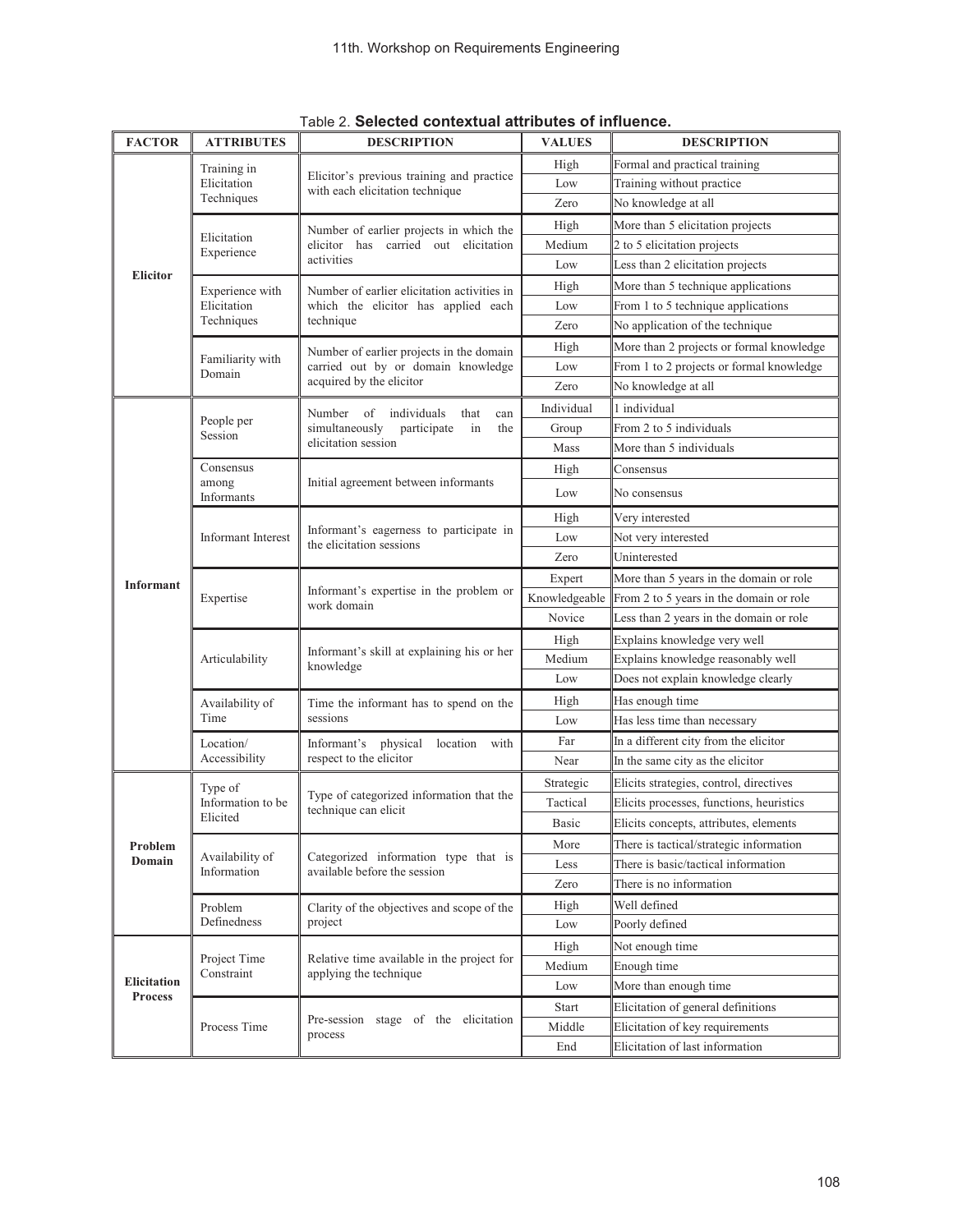Table 2. **Selected contextual attributes of influence.**

| FACTOR | ATTRIBUTES | DESCRIPTION | VALUES | DESCRIPTION |
|---|---|---|---|---|
| **Elicitor** | Training in Elicitation Techniques | Elicitor's previous training and practice with each elicitation technique | High | Formal and practical training |
| | | | Low | Training without practice |
| | | | Zero | No knowledge at all |
| | Elicitation Experience | Number of earlier projects in which the elicitor has carried out elicitation activities | High | More than 5 elicitation projects |
| | | | Medium | 2 to 5 elicitation projects |
| | | | Low | Less than 2 elicitation projects |
| | Experience with Elicitation Techniques | Number of earlier elicitation activities in which the elicitor has applied each technique | High | More than 5 technique applications |
| | | | Low | From 1 to 5 technique applications |
| | | | Zero | No application of the technique |
| | Familiarity with Domain | Number of earlier projects in the domain carried out by or domain knowledge acquired by the elicitor | High | More than 2 projects or formal knowledge |
| | | | Low | From 1 to 2 projects or formal knowledge |
| | | | Zero | No knowledge at all |
| **Informant** | People per Session | Number of individuals that can simultaneously participate in the elicitation session | Individual | 1 individual |
| | | | Group | From 2 to 5 individuals |
| | | | Mass | More than 5 individuals |
| | Consensus among Informants | Initial agreement between informants | High | Consensus |
| | | | Low | No consensus |
| | Informant Interest | Informant's eagerness to participate in the elicitation sessions | High | Very interested |
| | | | Low | Not very interested |
| | | | Zero | Uninterested |
| | Expertise | Informant's expertise in the problem or work domain | Expert | More than 5 years in the domain or role |
| | | | Knowledgeable | From 2 to 5 years in the domain or role |
| | | | Novice | Less than 2 years in the domain or role |
| | Articulability | Informant's skill at explaining his or her knowledge | High | Explains knowledge very well |
| | | | Medium | Explains knowledge reasonably well |
| | | | Low | Does not explain knowledge clearly |
| | Availability of Time | Time the informant has to spend on the sessions | High | Has enough time |
| | | | Low | Has less time than necessary |
| | Location/ Accessibility | Informant's physical location with respect to the elicitor | Far | In a different city from the elicitor |
| | | | Near | In the same city as the elicitor |
| **Problem Domain** | Type of Information to be Elicited | Type of categorized information that the technique can elicit | Strategic | Elicits strategies, control, directives |
| | | | Tactical | Elicits processes, functions, heuristics |
| | | | Basic | Elicits concepts, attributes, elements |
| | Availability of Information | Categorized information type that is available before the session | More | There is tactical/strategic information |
| | | | Less | There is basic/tactical information |
| | | | Zero | There is no information |
| | Problem Definedness | Clarity of the objectives and scope of the project | High | Well defined |
| | | | Low | Poorly defined |
| **Elicitation Process** | Project Time Constraint | Relative time available in the project for applying the technique | High | Not enough time |
| | | | Medium | Enough time |
| | | | Low | More than enough time |
| | Process Time | Pre-session stage of the elicitation process | Start | Elicitation of general definitions |
| | | | Middle | Elicitation of key requirements |
| | | | End | Elicitation of last information |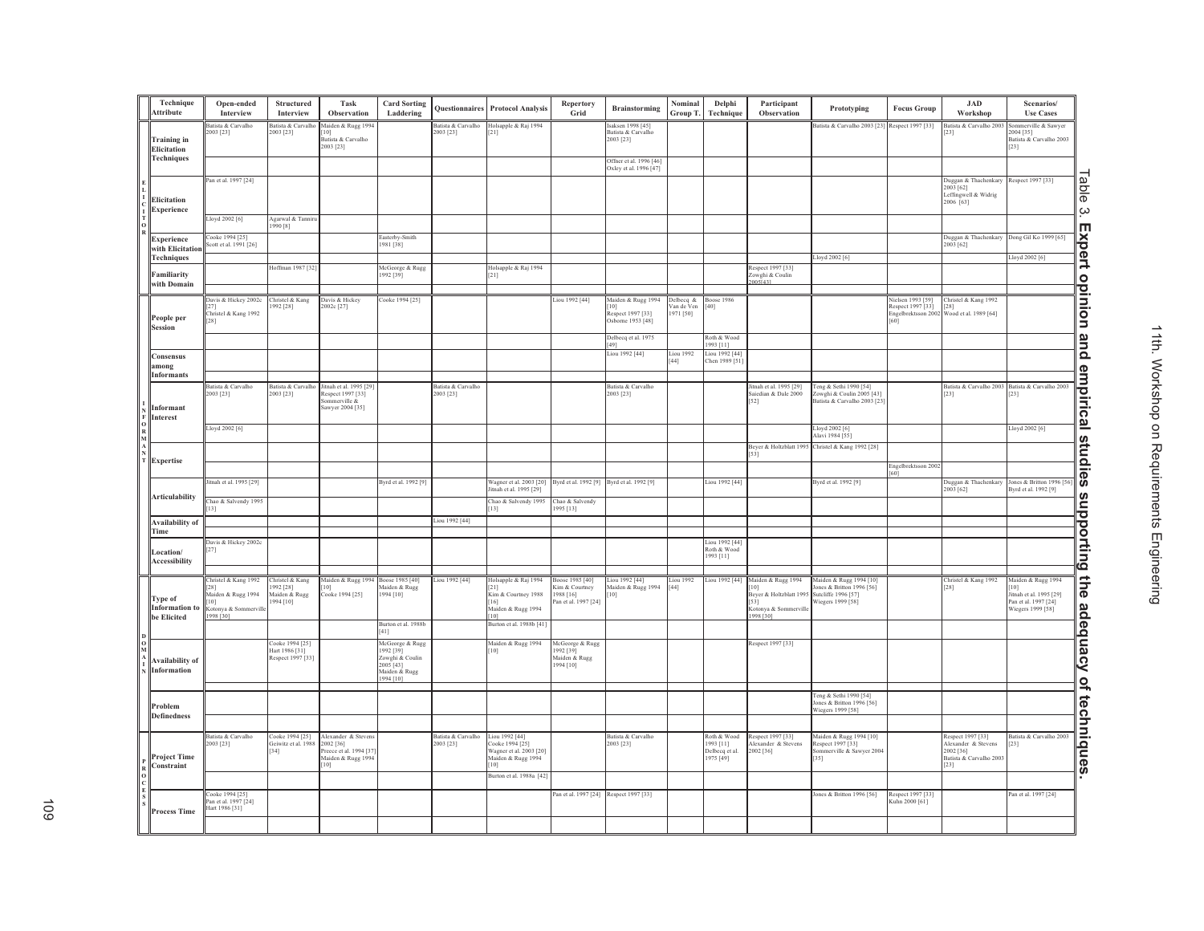**Table 3. Expert opinion and empirical studies supporting the adequacy of techniques.**

| | Technique / Attribute | Open-ended Interview | Structured Interview | Task Observation | Card Sorting Laddering | Questionnaires | Protocol Analysis | Repertory Grid | Brainstorming | Nominal Group T. | Delphi Technique | Participant Observation | Prototyping | Focus Group | JAD Workshop | Scenarios/ Use Cases |
|---|---|---|---|---|---|---|---|---|---|---|---|---|---|---|---|---|
| ELICITOR | Training in Elicitation Techniques | Batista & Carvalho 2003 [23] | Batista & Carvalho 2003 [23] | Maiden & Rugg 1994 [10] Batista & Carvalho 2003 [23] | | Batista & Carvalho 2003 [23] | Holsapple & Raj 1994 [21] | | Isaksen 1998 [45] Batista & Carvalho 2003 [23] | | | | Batista & Carvalho 2003 [23] | Respect 1997 [33] | Batista & Carvalho 2003 [23] | Sommerville & Sawyer 2004 [35] Batista & Carvalho 2003 [23] |
| | | | | | | | | | Offner et al. 1996 [46] Oxley et al. 1996 [47] | | | | | | | |
| | Elicitation Experience | Pan et al. 1997 [24] | | | | | | | | | | | | | Duggan & Thachenkary 2003 [62] Leffingwell & Widrig 2006 [63] | Respect 1997 [33] |
| | | Lloyd 2002 [6] | Agarwal & Tanniru 1990 [8] | | | | | | | | | | | | | |
| | Experience with Elicitation Techniques | Cooke 1994 [25] Scott et al. 1991 [26] | | | Easterby-Smith 1981 [38] | | | | | | | | | | Duggan & Thachenkary 2003 [62] | Dong Gil Ko 1999 [65] |
| | | | | | | | | | | | | | Lloyd 2002 [6] | | | Lloyd 2002 [6] |
| | Familiarity with Domain | | Hoffman 1987 [32] | | McGeorge & Rugg 1992 [39] | | Holsapple & Raj 1994 [21] | | | | | Respect 1997 [33] Zowghi & Coulin 2005[43] | | | | |
| | | | | | | | | | | | | | | | | |
| INFORMANT | People per Session | Davis & Hickey 2002c [27] Christel & Kang 1992 [28] | Christel & Kang 1992 [28] | Davis & Hickey 2002c [27] | Cooke 1994 [25] | | | Liou 1992 [44] | Maiden & Rugg 1994 [10] Respect 1997 [33] Osborne 1953 [48] | Delbecq & Van de Ven 1971 [50] | Boose 1986 [40] | | | Nielsen 1993 [59] Respect 1997 [33] Engelbrektsson 2002 [60] | Christel & Kang 1992 [28] Wood et al. 1989 [64] | |
| | | | | | | | | | Delbecq et al. 1975 [49] | | Roth & Wood 1993 [11] | | | | | |
| | Consensus among Informants | | | | | | | | Liou 1992 [44] | Liou 1992 [44] | Liou 1992 [44] Chen 1989 [51] | | | | | |
| | | | | | | | | | | | | | | | | |
| | Informant Interest | Batista & Carvalho 2003 [23] | Batista & Carvalho 2003 [23] | Jinnah et al. 1995 [29] Respect 1997 [33] Sommerville & Sawyer 2004 [35] | | Batista & Carvalho 2003 [23] | | | Batista & Carvalho 2003 [23] | | | Jinnah et al. 1995 [29] Saiedian & Dale 2000 [52] | Teng & Sethi 1990 [54] Zowghi & Coulin 2005 [43] Batista & Carvalho 2003 [23] | | Batista & Carvalho 2003 [23] | Batista & Carvalho 2003 [23] |
| | | Lloyd 2002 [6] | | | | | | | | | | | Lloyd 2002 [6] Alavi 1984 [55] | | | Lloyd 2002 [6] |
| | Expertise | | | | | | | | | | | Beyer & Holtzblatt 1995 [53] | Christel & Kang 1992 [28] | | | |
| | | | | | | | | | | | | | | Engelbrektsson 2002 [60] | | |
| | Articulability | Jinnah et al. 1995 [29] | | | Byrd et al. 1992 [9] | | Wagner et al. 2003 [20] Jinnah et al. 1995 [29] | Byrd et al. 1992 [9] | Byrd et al. 1992 [9] | | Liou 1992 [44] | | Byrd et al. 1992 [9] | | Duggan & Thachenkary 2003 [62] | Jones & Britton 1996 [56] Byrd et al. 1992 [9] |
| | | Chao & Salvendy 1995 [13] | | | | | Chao & Salvendy 1995 [13] | Chao & Salvendy 1995 [13] | | | | | | | | |
| | Availability of Time | | | | | Liou 1992 [44] | | | | | | | | | | |
| | | | | | | | | | | | | | | | | |
| | Location/ Accessibility | Davis & Hickey 2002c [27] | | | | | | | | | Liou 1992 [44] Roth & Wood 1993 [11] | | | | | |
| | | | | | | | | | | | | | | | | |
| DOMAIN | Type of Information to be Elicited | Christel & Kang 1992 [28] Maiden & Rugg 1994 [10] Kotonya & Sommerville 1998 [30] | Christel & Kang 1992 [28] Maiden & Rugg 1994 [10] | Maiden & Rugg 1994 [10] Cooke 1994 [25] | Boose 1985 [40] Maiden & Rugg 1994 [10] | Liou 1992 [44] | Holsapple & Raj 1994 [21] Kim & Courtney 1988 [16] Maiden & Rugg 1994 [10] | Boose 1985 [40] Kim & Courtney 1988 [16] Pan et al. 1997 [24] | Liou 1992 [44] Maiden & Rugg 1994 [10] | Liou 1992 [44] | Liou 1992 [44] | Maiden & Rugg 1994 [10] Beyer & Holtzblatt 1995 [53] Kotonya & Sommerville 1998 [30] | Maiden & Rugg 1994 [10] Jones & Britton 1996 [56] Sutcliffe 1996 [57] Wiegers 1999 [58] | | Christel & Kang 1992 [28] | Maiden & Rugg 1994 [10] Jinnah et al. 1995 [29] Pan et al. 1997 [24] Wiegers 1999 [58] |
| | | | | | Burton et al. 1988b [41] | | Burton et al. 1988b [41] | | | | | | | | | |
| | Availability of Information | | Cooke 1994 [25] Hart 1986 [31] Respect 1997 [33] | | McGeorge & Rugg 1992 [39] Zowghi & Coulin 2005 [43] Maiden & Rugg 1994 [10] | | Maiden & Rugg 1994 [10] | McGeorge & Rugg 1992 [39] Maiden & Rugg 1994 [10] | | | | Respect 1997 [33] | | | | |
| | | | | | | | | | | | | | | | | |
| | Problem Definedness | | | | | | | | | | | | Teng & Sethi 1990 [54] Jones & Britton 1996 [56] Wiegers 1999 [58] | | | |
| | | | | | | | | | | | | | | | | |
| PROCESS | Project Time Constraint | Batista & Carvalho 2003 [23] | Cooke 1994 [25] Geiwitz et al. 1988 [34] | Alexander & Stevens 2002 [36] Preece et al. 1994 [37] Maiden & Rugg 1994 [10] | | Batista & Carvalho 2003 [23] | Liou 1992 [44] Cooke 1994 [25] Wagner et al. 2003 [20] Maiden & Rugg 1994 [10] | | Batista & Carvalho 2003 [23] | | Roth & Wood 1993 [11] Delbecq et al. 1975 [49] | Respect 1997 [33] Alexander & Stevens 2002 [36] | Maiden & Rugg 1994 [10] Respect 1997 [33] Sommerville & Sawyer 2004 [35] | | Respect 1997 [33] Alexander & Stevens 2002 [36] Batista & Carvalho 2003 [23] | Batista & Carvalho 2003 [23] |
| | | | | | | | Burton et al. 1988a [42] | | | | | | | | | |
| | Process Time | Cooke 1994 [25] Pan et al. 1997 [24] Hart 1986 [31] | | | | | | Pan et al. 1997 [24] | Respect 1997 [33] | | | | Jones & Britton 1996 [56] | Respect 1997 [33] Kuhn 2000 [61] | | Pan et al. 1997 [24] |
| | | | | | | | | | | | | | | | | |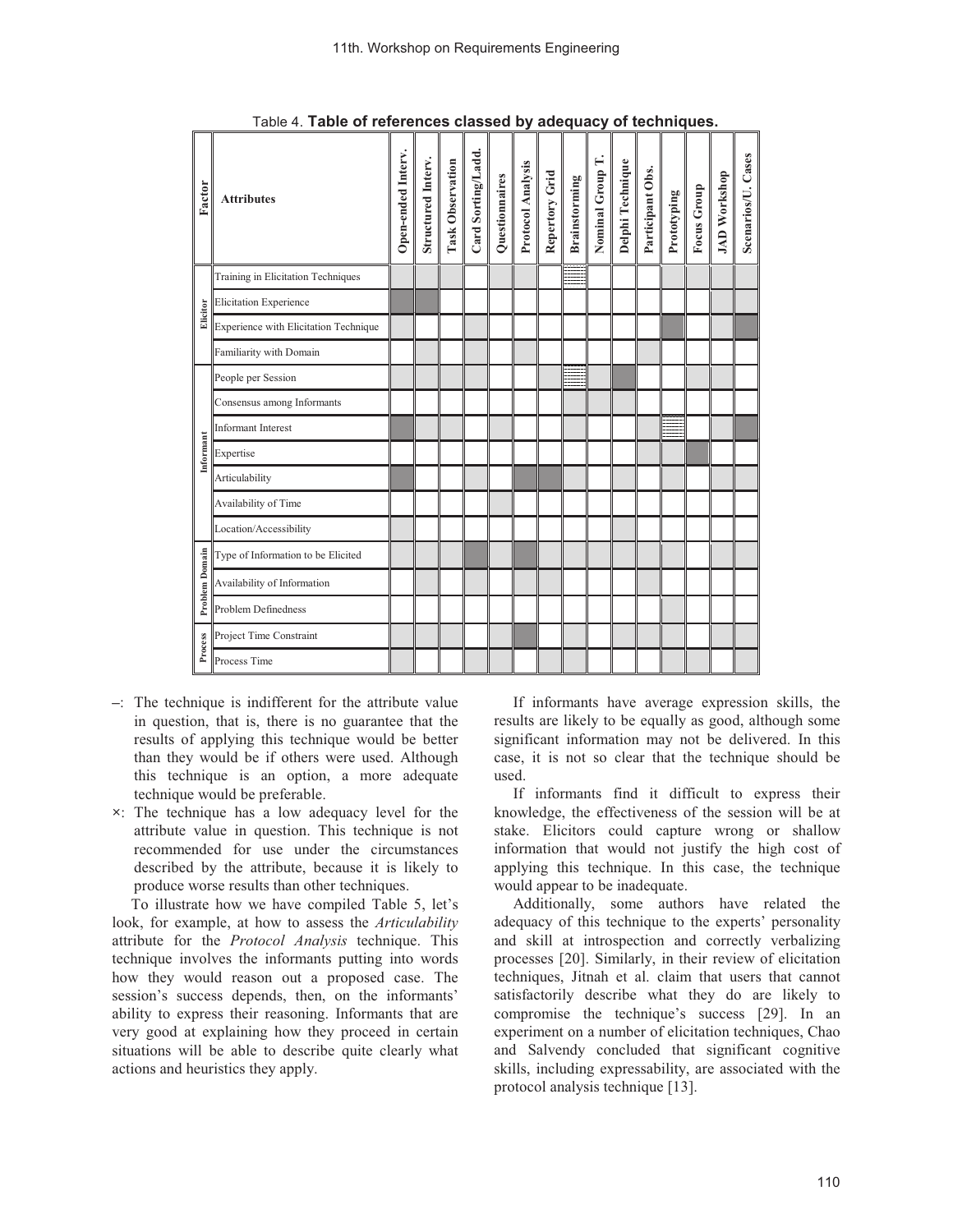Table 4. **Table of references classed by adequacy of techniques.**

| Factor | Attributes | Open-ended Interv. | Structured Interv. | Task Observation | Card Sorting/Ladd. | Questionnaires | Protocol Analysis | Repertory Grid | Brainstorming | Nominal Group T. | Delphi Technique | Participant Obs. | Prototyping | Focus Group | JAD Workshop | Scenarios/U. Cases |
|---|---|---|---|---|---|---|---|---|---|---|---|---|---|---|---|---|
| Elicitor | Training in Elicitation Techniques | | | | | | | | | | | | | | | |
| | Elicitation Experience | | | | | | | | | | | | | | | |
| | Experience with Elicitation Technique | | | | | | | | | | | | | | | |
| | Familiarity with Domain | | | | | | | | | | | | | | | |
| Informant | People per Session | | | | | | | | | | | | | | | |
| | Consensus among Informants | | | | | | | | | | | | | | | |
| | Informant Interest | | | | | | | | | | | | | | | |
| | Expertise | | | | | | | | | | | | | | | |
| | Articulability | | | | | | | | | | | | | | | |
| | Availability of Time | | | | | | | | | | | | | | | |
| | Location/Accessibility | | | | | | | | | | | | | | | |
| Problem Domain | Type of Information to be Elicited | | | | | | | | | | | | | | | |
| | Availability of Information | | | | | | | | | | | | | | | |
| | Problem Definedness | | | | | | | | | | | | | | | |
| Process | Project Time Constraint | | | | | | | | | | | | | | | |
| | Process Time | | | | | | | | | | | | | | | |

–: The technique is indifferent for the attribute value in question, that is, there is no guarantee that the results of applying this technique would be better than they would be if others were used. Although this technique is an option, a more adequate technique would be preferable.

×: The technique has a low adequacy level for the attribute value in question. This technique is not recommended for use under the circumstances described by the attribute, because it is likely to produce worse results than other techniques.

To illustrate how we have compiled Table 5, let's look, for example, at how to assess the *Articulability* attribute for the *Protocol Analysis* technique. This technique involves the informants putting into words how they would reason out a proposed case. The session's success depends, then, on the informants' ability to express their reasoning. Informants that are very good at explaining how they proceed in certain situations will be able to describe quite clearly what actions and heuristics they apply.

If informants have average expression skills, the results are likely to be equally as good, although some significant information may not be delivered. In this case, it is not so clear that the technique should be used.

If informants find it difficult to express their knowledge, the effectiveness of the session will be at stake. Elicitors could capture wrong or shallow information that would not justify the high cost of applying this technique. In this case, the technique would appear to be inadequate.

Additionally, some authors have related the adequacy of this technique to the experts' personality and skill at introspection and correctly verbalizing processes [20]. Similarly, in their review of elicitation techniques, Jitnah et al. claim that users that cannot satisfactorily describe what they do are likely to compromise the technique's success [29]. In an experiment on a number of elicitation techniques, Chao and Salvendy concluded that significant cognitive skills, including expressability, are associated with the protocol analysis technique [13].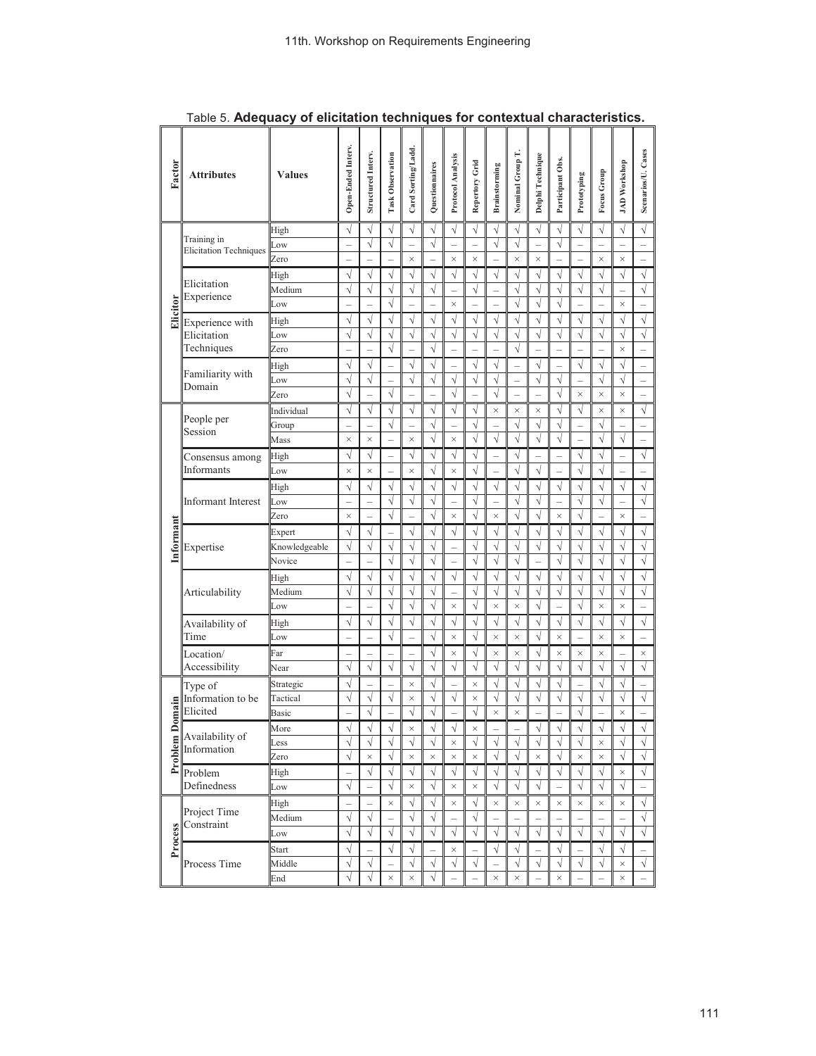Table 5. **Adequacy of elicitation techniques for contextual characteristics.**

| Factor | Attributes | Values | Open-Ended Interv. | Structured Interv. | Task Observation | Card Sorting/Ladd. | Questionnaires | Protocol Analysis | Repertory Grid | Brainstorming | Nominal Group T. | Delphi Technique | Participant Obs. | Prototyping | Focus Group | JAD Workshop | Scenarios/U. Cases |
|---|---|---|---|---|---|---|---|---|---|---|---|---|---|---|---|---|---|
| Elicitor | Training in Elicitation Techniques | High | √ | √ | √ | √ | √ | √ | √ | √ | √ | √ | √ | √ | √ | √ | √ |
| | | Low | – | √ | √ | – | √ | – | – | √ | √ | – | √ | – | – | – | – |
| | | Zero | – | – | – | × | – | × | × | – | × | × | – | – | × | × | – |
| | Elicitation Experience | High | √ | √ | √ | √ | √ | √ | √ | √ | √ | √ | √ | √ | √ | √ | √ |
| | | Medium | √ | √ | √ | √ | √ | – | √ | – | √ | √ | √ | √ | √ | – | √ |
| | | Low | – | – | √ | – | – | × | – | – | √ | √ | √ | – | – | × | – |
| | Experience with Elicitation Techniques | High | √ | √ | √ | √ | √ | √ | √ | √ | √ | √ | √ | √ | √ | √ | √ |
| | | Low | √ | √ | √ | √ | √ | √ | √ | √ | √ | √ | √ | √ | √ | √ | √ |
| | | Zero | – | – | √ | – | √ | – | – | – | √ | – | – | – | – | × | – |
| | Familiarity with Domain | High | √ | √ | – | √ | √ | – | √ | √ | – | √ | – | √ | √ | √ | – |
| | | Low | √ | √ | – | √ | √ | √ | √ | √ | – | √ | √ | – | √ | √ | – |
| | | Zero | √ | – | √ | – | – | √ | – | √ | – | – | √ | × | × | × | – |
| Informant | People per Session | Individual | √ | √ | √ | √ | √ | √ | √ | × | × | × | √ | √ | × | × | √ |
| | | Group | – | – | √ | – | √ | – | √ | – | √ | √ | √ | – | √ | – | – |
| | | Mass | × | × | – | × | √ | × | √ | √ | √ | √ | √ | – | √ | √ | – |
| | Consensus among Informants | High | √ | √ | – | √ | √ | √ | √ | – | √ | – | – | √ | √ | – | √ |
| | | Low | × | × | – | × | √ | × | √ | – | √ | √ | – | √ | √ | – | – |
| | Informant Interest | High | √ | √ | √ | √ | √ | √ | √ | √ | √ | √ | √ | √ | √ | √ | √ |
| | | Low | – | – | √ | √ | √ | – | √ | – | √ | √ | – | √ | √ | – | √ |
| | | Zero | × | – | √ | – | √ | × | √ | × | √ | √ | × | √ | – | × | – |
| | Expertise | Expert | √ | √ | – | √ | √ | √ | √ | √ | √ | √ | √ | √ | √ | √ | √ |
| | | Knowledgeable | √ | √ | √ | √ | √ | – | √ | √ | √ | √ | √ | √ | √ | √ | √ |
| | | Novice | – | – | √ | √ | √ | – | √ | √ | √ | – | √ | √ | √ | √ | √ |
| | Articulability | High | √ | √ | √ | √ | √ | √ | √ | √ | √ | √ | √ | √ | √ | √ | √ |
| | | Medium | √ | √ | √ | √ | √ | – | √ | √ | √ | √ | √ | √ | √ | √ | √ |
| | | Low | – | – | √ | √ | √ | × | √ | × | × | √ | – | √ | × | × | – |
| | Availability of Time | High | √ | √ | √ | √ | √ | √ | √ | √ | √ | √ | √ | √ | √ | √ | √ |
| | | Low | – | – | √ | – | √ | × | √ | × | × | √ | × | – | × | × | – |
| | Location/ Accessibility | Far | – | – | – | – | √ | × | √ | × | × | √ | × | × | × | – | × |
| | | Near | √ | √ | √ | √ | √ | √ | √ | √ | √ | √ | √ | √ | √ | √ | √ |
| Problem Domain | Type of Information to be Elicited | Strategic | √ | – | – | × | √ | – | × | √ | √ | √ | √ | – | √ | √ | – |
| | | Tactical | √ | √ | √ | × | √ | √ | × | √ | √ | √ | √ | √ | √ | √ | √ |
| | | Basic | – | √ | – | √ | √ | – | √ | × | × | – | – | √ | – | × | – |
| | Availability of Information | More | √ | √ | √ | × | √ | √ | × | – | – | √ | √ | √ | √ | √ | √ |
| | | Less | √ | √ | √ | √ | √ | × | √ | √ | √ | √ | √ | √ | × | √ | √ |
| | | Zero | √ | × | √ | × | × | × | × | √ | √ | × | √ | × | × | √ | √ |
| | Problem Definedness | High | – | √ | √ | √ | √ | √ | √ | √ | √ | √ | √ | √ | √ | × | √ |
| | | Low | √ | – | √ | × | √ | × | × | √ | √ | √ | – | √ | √ | √ | – |
| Process | Project Time Constraint | High | – | – | × | √ | √ | × | √ | × | × | × | × | × | × | × | √ |
| | | Medium | √ | √ | – | √ | √ | – | √ | – | – | – | – | – | – | – | √ |
| | | Low | √ | √ | √ | √ | √ | √ | √ | √ | √ | √ | √ | √ | √ | √ | √ |
| | Process Time | Start | √ | – | √ | √ | – | × | – | √ | √ | – | √ | – | √ | √ | – |
| | | Middle | √ | √ | – | √ | √ | √ | √ | – | √ | √ | √ | √ | √ | × | √ |
| | | End | √ | √ | × | × | √ | – | – | × | × | – | × | – | – | × | – |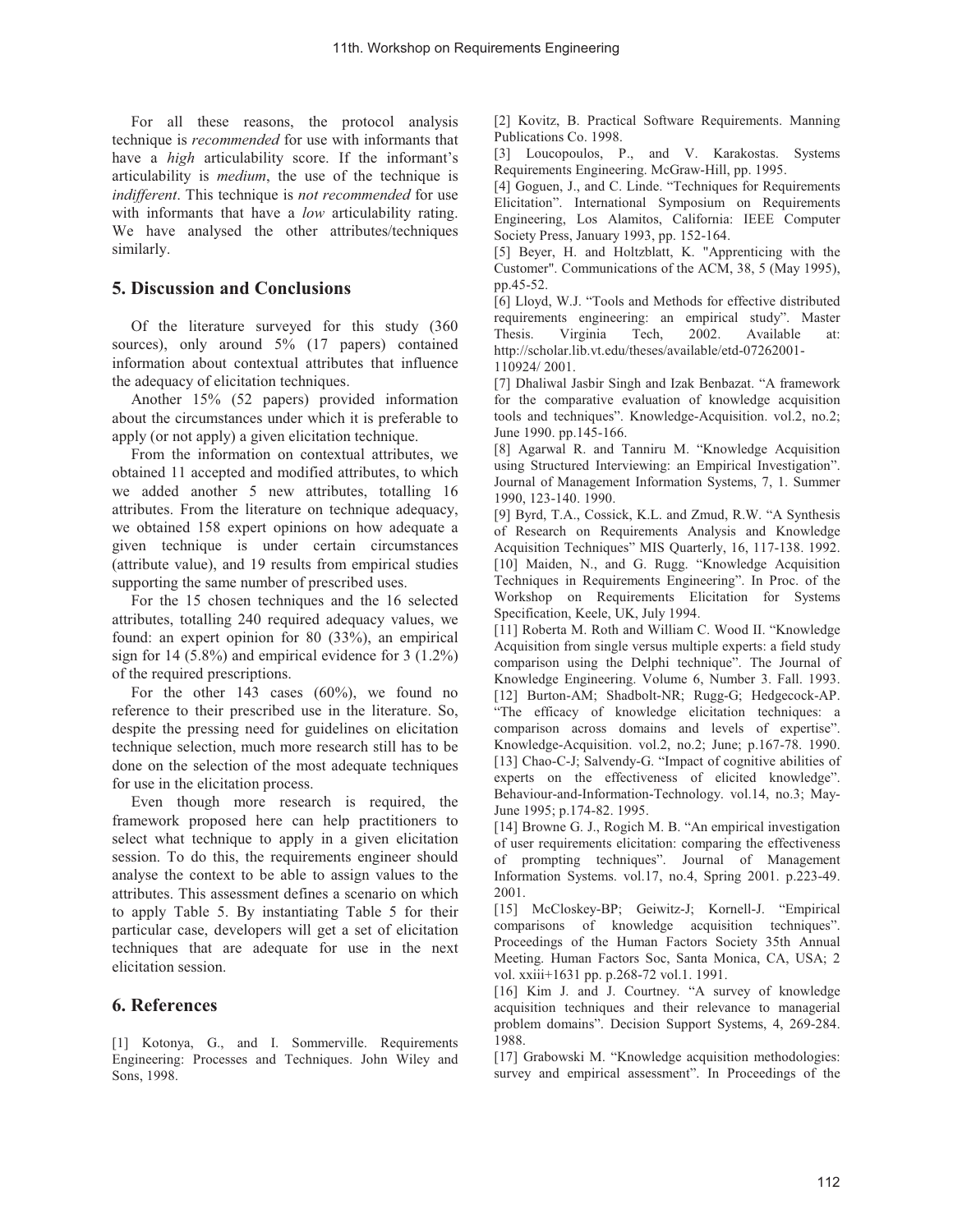For all these reasons, the protocol analysis technique is *recommended* for use with informants that have a *high* articulability score. If the informant's articulability is *medium*, the use of the technique is *indifferent*. This technique is *not recommended* for use with informants that have a *low* articulability rating. We have analysed the other attributes/techniques similarly.

## 5. Discussion and Conclusions

Of the literature surveyed for this study (360 sources), only around 5% (17 papers) contained information about contextual attributes that influence the adequacy of elicitation techniques.

Another 15% (52 papers) provided information about the circumstances under which it is preferable to apply (or not apply) a given elicitation technique.

From the information on contextual attributes, we obtained 11 accepted and modified attributes, to which we added another 5 new attributes, totalling 16 attributes. From the literature on technique adequacy, we obtained 158 expert opinions on how adequate a given technique is under certain circumstances (attribute value), and 19 results from empirical studies supporting the same number of prescribed uses.

For the 15 chosen techniques and the 16 selected attributes, totalling 240 required adequacy values, we found: an expert opinion for 80 (33%), an empirical sign for 14 (5.8%) and empirical evidence for 3 (1.2%) of the required prescriptions.

For the other 143 cases (60%), we found no reference to their prescribed use in the literature. So, despite the pressing need for guidelines on elicitation technique selection, much more research still has to be done on the selection of the most adequate techniques for use in the elicitation process.

Even though more research is required, the framework proposed here can help practitioners to select what technique to apply in a given elicitation session. To do this, the requirements engineer should analyse the context to be able to assign values to the attributes. This assessment defines a scenario on which to apply Table 5. By instantiating Table 5 for their particular case, developers will get a set of elicitation techniques that are adequate for use in the next elicitation session.

## 6. References

[1] Kotonya, G., and I. Sommerville. Requirements Engineering: Processes and Techniques. John Wiley and Sons, 1998.

[2] Kovitz, B. Practical Software Requirements. Manning Publications Co. 1998.

[3] Loucopoulos, P., and V. Karakostas. Systems Requirements Engineering. McGraw-Hill, pp. 1995.

[4] Goguen, J., and C. Linde. "Techniques for Requirements Elicitation". International Symposium on Requirements Engineering, Los Alamitos, California: IEEE Computer Society Press, January 1993, pp. 152-164.

[5] Beyer, H. and Holtzblatt, K. "Apprenticing with the Customer". Communications of the ACM, 38, 5 (May 1995), pp.45-52.

[6] Lloyd, W.J. "Tools and Methods for effective distributed requirements engineering: an empirical study". Master Thesis. Virginia Tech, 2002. Available at: http://scholar.lib.vt.edu/theses/available/etd-07262001-110924/ 2001.

[7] Dhaliwal Jasbir Singh and Izak Benbazat. "A framework for the comparative evaluation of knowledge acquisition tools and techniques". Knowledge-Acquisition. vol.2, no.2; June 1990. pp.145-166.

[8] Agarwal R. and Tanniru M. "Knowledge Acquisition using Structured Interviewing: an Empirical Investigation". Journal of Management Information Systems, 7, 1. Summer 1990, 123-140. 1990.

[9] Byrd, T.A., Cossick, K.L. and Zmud, R.W. "A Synthesis of Research on Requirements Analysis and Knowledge Acquisition Techniques" MIS Quarterly, 16, 117-138. 1992.

[10] Maiden, N., and G. Rugg. "Knowledge Acquisition Techniques in Requirements Engineering". In Proc. of the Workshop on Requirements Elicitation for Systems Specification, Keele, UK, July 1994.

[11] Roberta M. Roth and William C. Wood II. "Knowledge Acquisition from single versus multiple experts: a field study comparison using the Delphi technique". The Journal of Knowledge Engineering. Volume 6, Number 3. Fall. 1993.

[12] Burton-AM; Shadbolt-NR; Rugg-G; Hedgecock-AP. "The efficacy of knowledge elicitation techniques: a comparison across domains and levels of expertise". Knowledge-Acquisition. vol.2, no.2; June; p.167-78. 1990.

[13] Chao-C-J; Salvendy-G. "Impact of cognitive abilities of experts on the effectiveness of elicited knowledge". Behaviour-and-Information-Technology. vol.14, no.3; May-June 1995; p.174-82. 1995.

[14] Browne G. J., Rogich M. B. "An empirical investigation of user requirements elicitation: comparing the effectiveness of prompting techniques". Journal of Management Information Systems. vol.17, no.4, Spring 2001. p.223-49. 2001.

[15] McCloskey-BP; Geiwitz-J; Kornell-J. "Empirical comparisons of knowledge acquisition techniques". Proceedings of the Human Factors Society 35th Annual Meeting. Human Factors Soc, Santa Monica, CA, USA; 2 vol. xxiii+1631 pp. p.268-72 vol.1. 1991.

[16] Kim J. and J. Courtney. "A survey of knowledge acquisition techniques and their relevance to managerial problem domains". Decision Support Systems, 4, 269-284. 1988.

[17] Grabowski M. "Knowledge acquisition methodologies: survey and empirical assessment". In Proceedings of the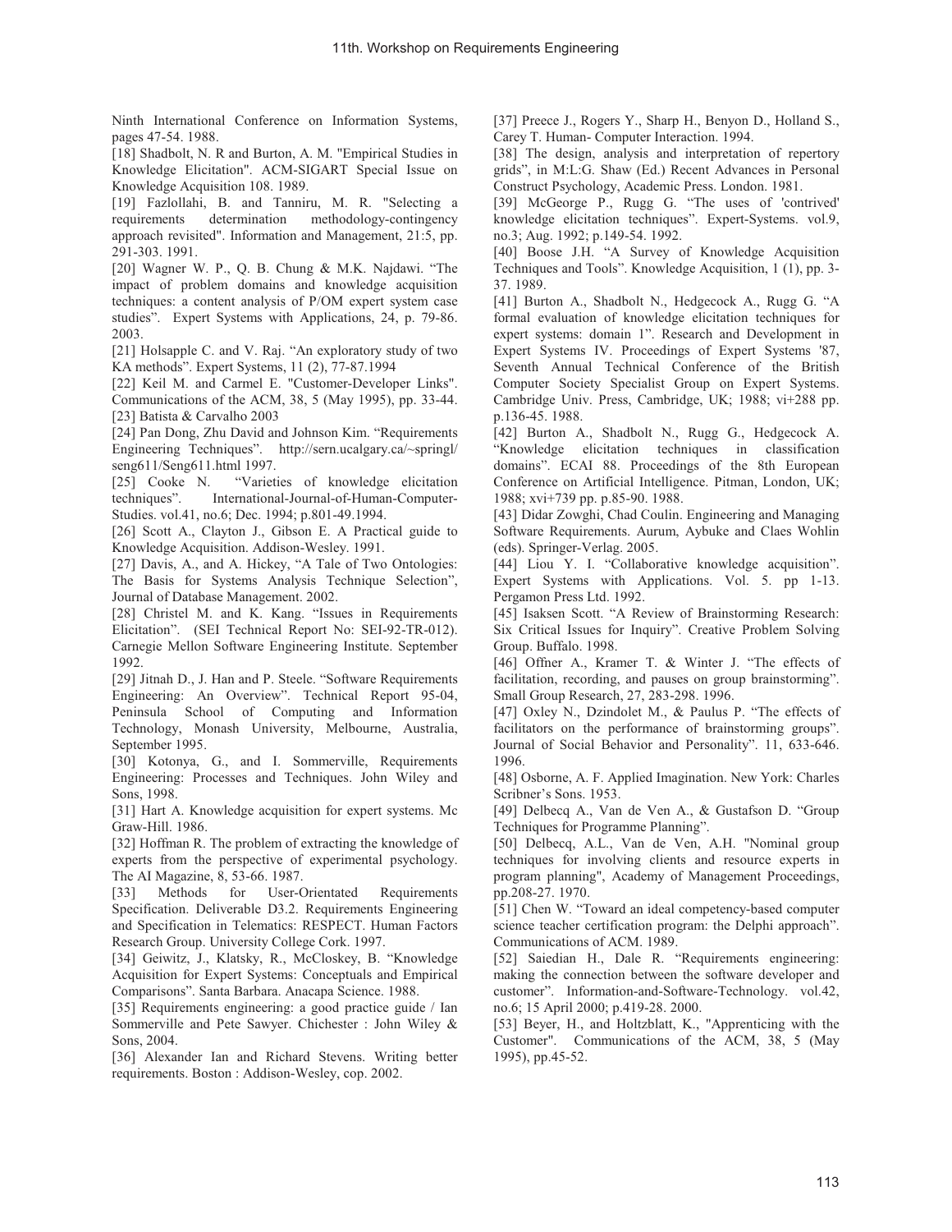Ninth International Conference on Information Systems, pages 47-54. 1988.

[18] Shadbolt, N. R and Burton, A. M. "Empirical Studies in Knowledge Elicitation". ACM-SIGART Special Issue on Knowledge Acquisition 108. 1989.

[19] Fazlollahi, B. and Tanniru, M. R. "Selecting a requirements determination methodology-contingency approach revisited". Information and Management, 21:5, pp. 291-303. 1991.

[20] Wagner W. P., Q. B. Chung & M.K. Najdawi. "The impact of problem domains and knowledge acquisition techniques: a content analysis of P/OM expert system case studies". Expert Systems with Applications, 24, p. 79-86. 2003.

[21] Holsapple C. and V. Raj. "An exploratory study of two KA methods". Expert Systems, 11 (2), 77-87.1994

[22] Keil M. and Carmel E. "Customer-Developer Links". Communications of the ACM, 38, 5 (May 1995), pp. 33-44.

[23] Batista & Carvalho 2003

[24] Pan Dong, Zhu David and Johnson Kim. "Requirements Engineering Techniques". http://sern.ucalgary.ca/~springl/seng611/Seng611.html 1997.

[25] Cooke N. "Varieties of knowledge elicitation techniques". International-Journal-of-Human-Computer-Studies. vol.41, no.6; Dec. 1994; p.801-49.1994.

[26] Scott A., Clayton J., Gibson E. A Practical guide to Knowledge Acquisition. Addison-Wesley. 1991.

[27] Davis, A., and A. Hickey, "A Tale of Two Ontologies: The Basis for Systems Analysis Technique Selection", Journal of Database Management. 2002.

[28] Christel M. and K. Kang. "Issues in Requirements Elicitation". (SEI Technical Report No: SEI-92-TR-012). Carnegie Mellon Software Engineering Institute. September 1992.

[29] Jitnah D., J. Han and P. Steele. "Software Requirements Engineering: An Overview". Technical Report 95-04, Peninsula School of Computing and Information Technology, Monash University, Melbourne, Australia, September 1995.

[30] Kotonya, G., and I. Sommerville, Requirements Engineering: Processes and Techniques. John Wiley and Sons, 1998.

[31] Hart A. Knowledge acquisition for expert systems. Mc Graw-Hill. 1986.

[32] Hoffman R. The problem of extracting the knowledge of experts from the perspective of experimental psychology. The AI Magazine, 8, 53-66. 1987.

[33] Methods for User-Orientated Requirements Specification. Deliverable D3.2. Requirements Engineering and Specification in Telematics: RESPECT. Human Factors Research Group. University College Cork. 1997.

[34] Geiwitz, J., Klatsky, R., McCloskey, B. "Knowledge Acquisition for Expert Systems: Conceptuals and Empirical Comparisons". Santa Barbara. Anacapa Science. 1988.

[35] Requirements engineering: a good practice guide / Ian Sommerville and Pete Sawyer. Chichester : John Wiley & Sons, 2004.

[36] Alexander Ian and Richard Stevens. Writing better requirements. Boston : Addison-Wesley, cop. 2002.

[37] Preece J., Rogers Y., Sharp H., Benyon D., Holland S., Carey T. Human- Computer Interaction. 1994.

[38] The design, analysis and interpretation of repertory grids", in M:L:G. Shaw (Ed.) Recent Advances in Personal Construct Psychology, Academic Press. London. 1981.

[39] McGeorge P., Rugg G. "The uses of 'contrived' knowledge elicitation techniques". Expert-Systems. vol.9, no.3; Aug. 1992; p.149-54. 1992.

[40] Boose J.H. "A Survey of Knowledge Acquisition Techniques and Tools". Knowledge Acquisition, 1 (1), pp. 3-37. 1989.

[41] Burton A., Shadbolt N., Hedgecock A., Rugg G. "A formal evaluation of knowledge elicitation techniques for expert systems: domain 1". Research and Development in Expert Systems IV. Proceedings of Expert Systems '87, Seventh Annual Technical Conference of the British Computer Society Specialist Group on Expert Systems. Cambridge Univ. Press, Cambridge, UK; 1988; vi+288 pp. p.136-45. 1988.

[42] Burton A., Shadbolt N., Rugg G., Hedgecock A. "Knowledge elicitation techniques in classification domains". ECAI 88. Proceedings of the 8th European Conference on Artificial Intelligence. Pitman, London, UK; 1988; xvi+739 pp. p.85-90. 1988.

[43] Didar Zowghi, Chad Coulin. Engineering and Managing Software Requirements. Aurum, Aybuke and Claes Wohlin (eds). Springer-Verlag. 2005.

[44] Liou Y. I. "Collaborative knowledge acquisition". Expert Systems with Applications. Vol. 5. pp 1-13. Pergamon Press Ltd. 1992.

[45] Isaksen Scott. "A Review of Brainstorming Research: Six Critical Issues for Inquiry". Creative Problem Solving Group. Buffalo. 1998.

[46] Offner A., Kramer T. & Winter J. "The effects of facilitation, recording, and pauses on group brainstorming". Small Group Research, 27, 283-298. 1996.

[47] Oxley N., Dzindolet M., & Paulus P. "The effects of facilitators on the performance of brainstorming groups". Journal of Social Behavior and Personality". 11, 633-646. 1996.

[48] Osborne, A. F. Applied Imagination. New York: Charles Scribner's Sons. 1953.

[49] Delbecq A., Van de Ven A., & Gustafson D. "Group Techniques for Programme Planning".

[50] Delbecq, A.L., Van de Ven, A.H. "Nominal group techniques for involving clients and resource experts in program planning", Academy of Management Proceedings, pp.208-27. 1970.

[51] Chen W. "Toward an ideal competency-based computer science teacher certification program: the Delphi approach". Communications of ACM. 1989.

[52] Saiedian H., Dale R. "Requirements engineering: making the connection between the software developer and customer". Information-and-Software-Technology. vol.42, no.6; 15 April 2000; p.419-28. 2000.

[53] Beyer, H., and Holtzblatt, K., "Apprenticing with the Customer". Communications of the ACM, 38, 5 (May 1995), pp.45-52.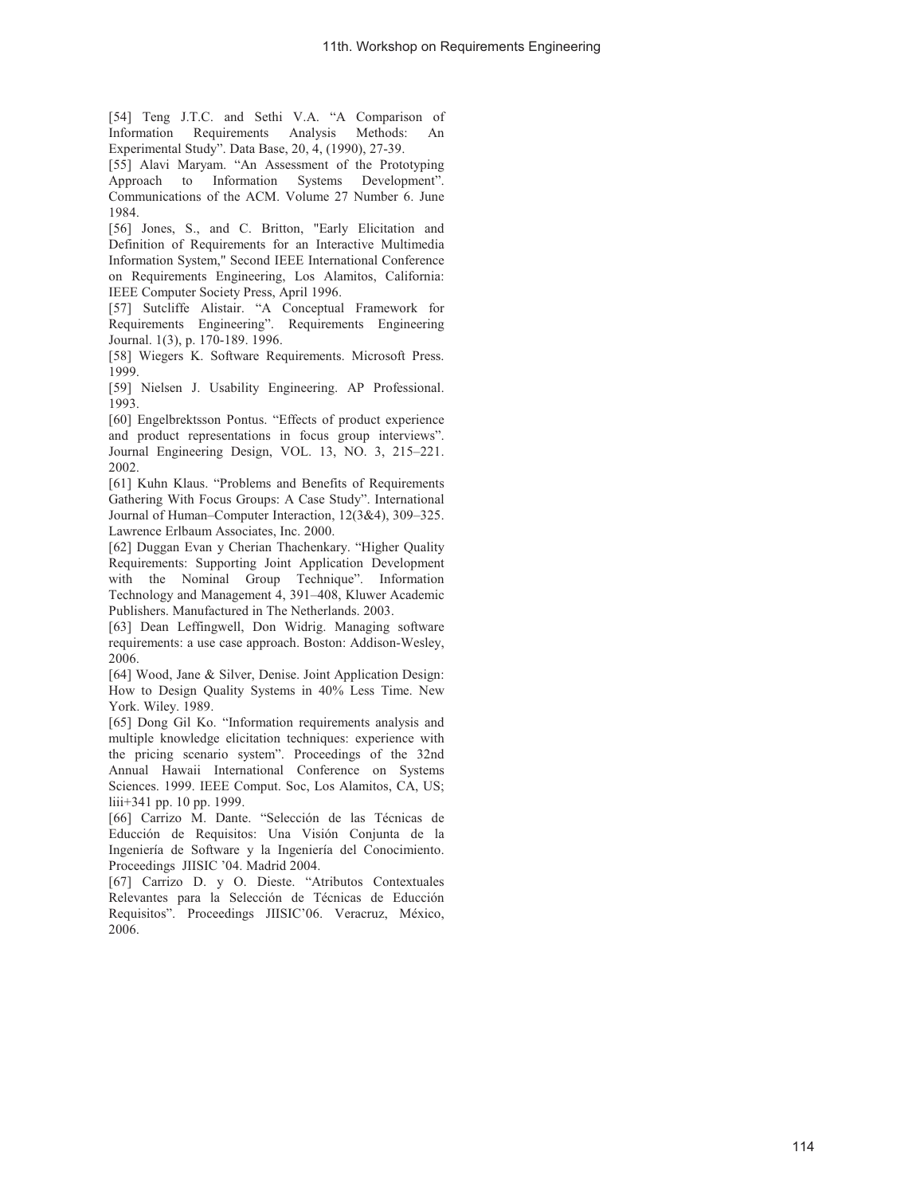[54] Teng J.T.C. and Sethi V.A. "A Comparison of Information Requirements Analysis Methods: An Experimental Study". Data Base, 20, 4, (1990), 27-39.

[55] Alavi Maryam. "An Assessment of the Prototyping Approach to Information Systems Development". Communications of the ACM. Volume 27 Number 6. June 1984.

[56] Jones, S., and C. Britton, "Early Elicitation and Definition of Requirements for an Interactive Multimedia Information System," Second IEEE International Conference on Requirements Engineering, Los Alamitos, California: IEEE Computer Society Press, April 1996.

[57] Sutcliffe Alistair. "A Conceptual Framework for Requirements Engineering". Requirements Engineering Journal. 1(3), p. 170-189. 1996.

[58] Wiegers K. Software Requirements. Microsoft Press. 1999.

[59] Nielsen J. Usability Engineering. AP Professional. 1993.

[60] Engelbrektsson Pontus. "Effects of product experience and product representations in focus group interviews". Journal Engineering Design, VOL. 13, NO. 3, 215–221. 2002.

[61] Kuhn Klaus. "Problems and Benefits of Requirements Gathering With Focus Groups: A Case Study". International Journal of Human–Computer Interaction, 12(3&4), 309–325. Lawrence Erlbaum Associates, Inc. 2000.

[62] Duggan Evan y Cherian Thachenkary. "Higher Quality Requirements: Supporting Joint Application Development with the Nominal Group Technique". Information Technology and Management 4, 391–408, Kluwer Academic Publishers. Manufactured in The Netherlands. 2003.

[63] Dean Leffingwell, Don Widrig. Managing software requirements: a use case approach. Boston: Addison-Wesley, 2006.

[64] Wood, Jane & Silver, Denise. Joint Application Design: How to Design Quality Systems in 40% Less Time. New York. Wiley. 1989.

[65] Dong Gil Ko. "Information requirements analysis and multiple knowledge elicitation techniques: experience with the pricing scenario system". Proceedings of the 32nd Annual Hawaii International Conference on Systems Sciences. 1999. IEEE Comput. Soc, Los Alamitos, CA, US; liii+341 pp. 10 pp. 1999.

[66] Carrizo M. Dante. "Selección de las Técnicas de Educción de Requisitos: Una Visión Conjunta de la Ingeniería de Software y la Ingeniería del Conocimiento. Proceedings JIISIC '04. Madrid 2004.

[67] Carrizo D. y O. Dieste. "Atributos Contextuales Relevantes para la Selección de Técnicas de Educción Requisitos". Proceedings JIISIC'06. Veracruz, México, 2006.